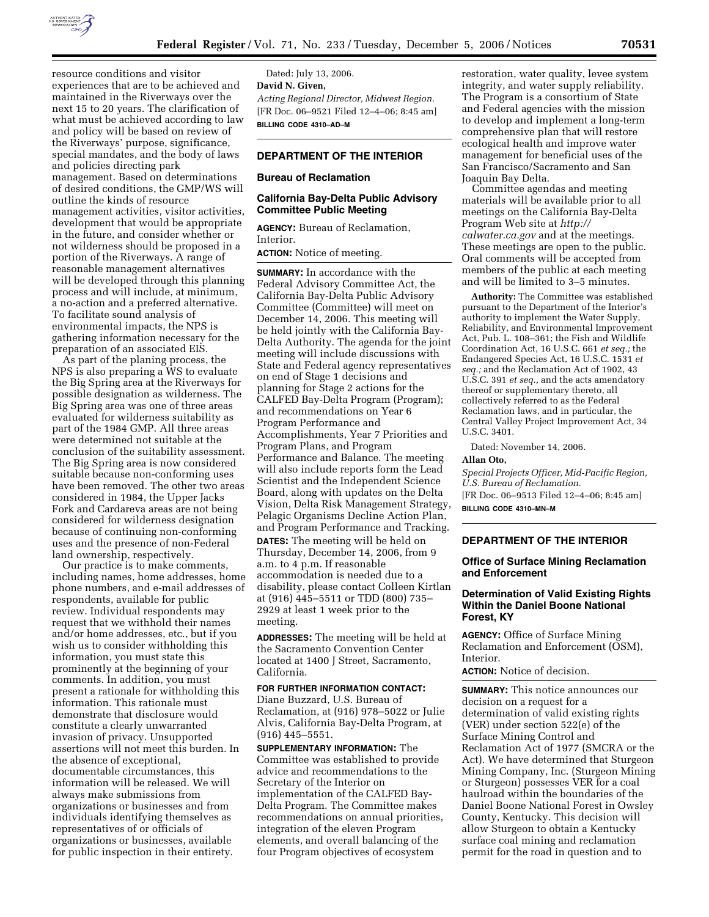resource conditions and visitor experiences that are to be achieved and maintained in the Riverways over the next 15 to 20 years. The clarification of what must be achieved according to law and policy will be based on review of the Riverways' purpose, significance, special mandates, and the body of laws and policies directing park management. Based on determinations of desired conditions, the GMP/WS will outline the kinds of resource management activities, visitor activities, development that would be appropriate in the future, and consider whether or not wilderness should be proposed in a portion of the Riverways. A range of reasonable management alternatives will be developed through this planning process and will include, at minimum, a no-action and a preferred alternative. To facilitate sound analysis of environmental impacts, the NPS is gathering information necessary for the preparation of an associated EIS.

As part of the planing process, the NPS is also preparing a WS to evaluate the Big Spring area at the Riverways for possible designation as wilderness. The Big Spring area was one of three areas evaluated for wilderness suitability as part of the 1984 GMP. All three areas were determined not suitable at the conclusion of the suitability assessment. The Big Spring area is now considered suitable because non-conforming uses have been removed. The other two areas considered in 1984, the Upper Jacks Fork and Cardareva areas are not being considered for wilderness designation because of continuing non-conforming uses and the presence of non-Federal land ownership, respectively.

Our practice is to make comments, including names, home addresses, home phone numbers, and e-mail addresses of respondents, available for public review. Individual respondents may request that we withhold their names and/or home addresses, etc., but if you wish us to consider withholding this information, you must state this prominently at the beginning of your comments. In addition, you must present a rationale for withholding this information. This rationale must demonstrate that disclosure would constitute a clearly unwarranted invasion of privacy. Unsupported assertions will not meet this burden. In the absence of exceptional, documentable circumstances, this information will be released. We will always make submissions from organizations or businesses and from individuals identifying themselves as representatives of or officials of organizations or businesses, available for public inspection in their entirety.

Dated: July 13, 2006.

**David N. Given,**

*Acting Regional Director, Midwest Region.*

[FR Doc. 06–9521 Filed 12–4–06; 8:45 am]

**BILLING CODE 4310–AD–M**

## DEPARTMENT OF THE INTERIOR

### Bureau of Reclamation

### California Bay-Delta Public Advisory Committee Public Meeting

**AGENCY:** Bureau of Reclamation, Interior.

**ACTION:** Notice of meeting.

**SUMMARY:** In accordance with the Federal Advisory Committee Act, the California Bay-Delta Public Advisory Committee (Committee) will meet on December 14, 2006. This meeting will be held jointly with the California Bay-Delta Authority. The agenda for the joint meeting will include discussions with State and Federal agency representatives on end of Stage 1 decisions and planning for Stage 2 actions for the CALFED Bay-Delta Program (Program); and recommendations on Year 6 Program Performance and Accomplishments, Year 7 Priorities and Program Plans, and Program Performance and Balance. The meeting will also include reports form the Lead Scientist and the Independent Science Board, along with updates on the Delta Vision, Delta Risk Management Strategy, Pelagic Organisms Decline Action Plan, and Program Performance and Tracking.

**DATES:** The meeting will be held on Thursday, December 14, 2006, from 9 a.m. to 4 p.m. If reasonable accommodation is needed due to a disability, please contact Colleen Kirtlan at (916) 445–5511 or TDD (800) 735–2929 at least 1 week prior to the meeting.

**ADDRESSES:** The meeting will be held at the Sacramento Convention Center located at 1400 J Street, Sacramento, California.

**FOR FURTHER INFORMATION CONTACT:** Diane Buzzard, U.S. Bureau of Reclamation, at (916) 978–5022 or Julie Alvis, California Bay-Delta Program, at (916) 445–5551.

**SUPPLEMENTARY INFORMATION:** The Committee was established to provide advice and recommendations to the Secretary of the Interior on implementation of the CALFED Bay-Delta Program. The Committee makes recommendations on annual priorities, integration of the eleven Program elements, and overall balancing of the four Program objectives of ecosystem restoration, water quality, levee system integrity, and water supply reliability. The Program is a consortium of State and Federal agencies with the mission to develop and implement a long-term comprehensive plan that will restore ecological health and improve water management for beneficial uses of the San Francisco/Sacramento and San Joaquin Bay Delta.

Committee agendas and meeting materials will be available prior to all meetings on the California Bay-Delta Program Web site at *http://calwater.ca.gov* and at the meetings. These meetings are open to the public. Oral comments will be accepted from members of the public at each meeting and will be limited to 3–5 minutes.

**Authority:** The Committee was established pursuant to the Department of the Interior's authority to implement the Water Supply, Reliability, and Environmental Improvement Act, Pub. L. 108–361; the Fish and Wildlife Coordination Act, 16 U.S.C. 661 *et seq.;* the Endangered Species Act, 16 U.S.C. 1531 *et seq.;* and the Reclamation Act of 1902, 43 U.S.C. 391 *et seq.,* and the acts amendatory thereof or supplementary thereto, all collectively referred to as the Federal Reclamation laws, and in particular, the Central Valley Project Improvement Act, 34 U.S.C. 3401.

Dated: November 14, 2006.

**Allan Oto,**

*Special Projects Officer, Mid-Pacific Region, U.S. Bureau of Reclamation.*

[FR Doc. 06–9513 Filed 12–4–06; 8:45 am]

**BILLING CODE 4310–MN–M**

## DEPARTMENT OF THE INTERIOR

### Office of Surface Mining Reclamation and Enforcement

### Determination of Valid Existing Rights Within the Daniel Boone National Forest, KY

**AGENCY:** Office of Surface Mining Reclamation and Enforcement (OSM), Interior.

**ACTION:** Notice of decision.

**SUMMARY:** This notice announces our decision on a request for a determination of valid existing rights (VER) under section 522(e) of the Surface Mining Control and Reclamation Act of 1977 (SMCRA or the Act). We have determined that Sturgeon Mining Company, Inc. (Sturgeon Mining or Sturgeon) possesses VER for a coal haulroad within the boundaries of the Daniel Boone National Forest in Owsley County, Kentucky. This decision will allow Sturgeon to obtain a Kentucky surface coal mining and reclamation permit for the road in question and to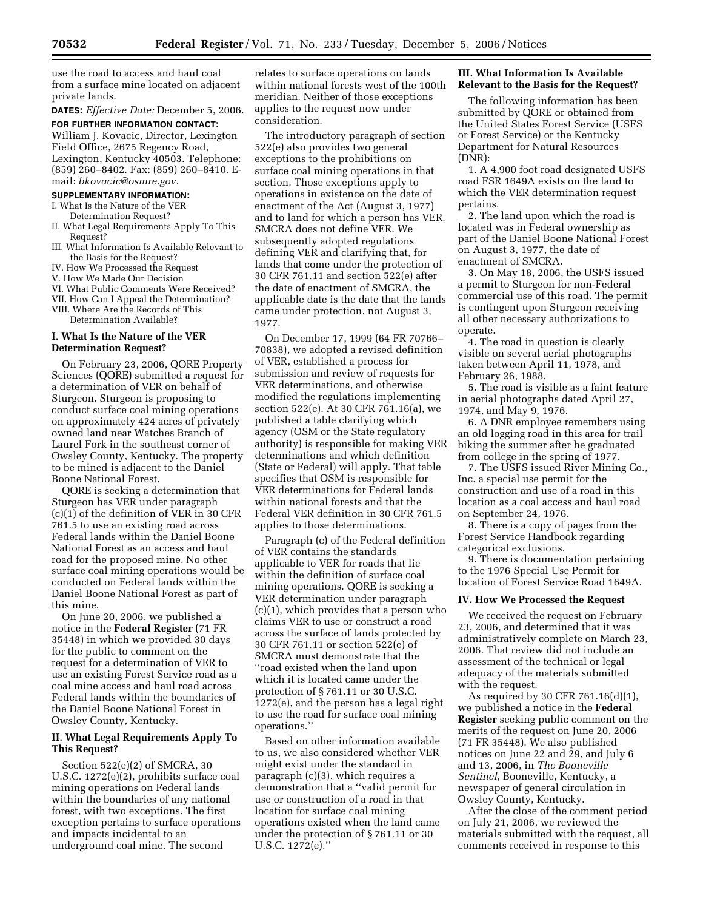use the road to access and haul coal from a surface mine located on adjacent private lands.

**DATES:** *Effective Date:* December 5, 2006.

**FOR FURTHER INFORMATION CONTACT:** William J. Kovacic, Director, Lexington Field Office, 2675 Regency Road, Lexington, Kentucky 40503. Telephone: (859) 260–8402. Fax: (859) 260–8410. E-mail: *bkovacic@osmre.gov.*

**SUPPLEMENTARY INFORMATION:**

I. What Is the Nature of the VER Determination Request?
II. What Legal Requirements Apply To This Request?
III. What Information Is Available Relevant to the Basis for the Request?
IV. How We Processed the Request
V. How We Made Our Decision
VI. What Public Comments Were Received?
VII. How Can I Appeal the Determination?
VIII. Where Are the Records of This Determination Available?

## I. What Is the Nature of the VER Determination Request?

On February 23, 2006, QORE Property Sciences (QORE) submitted a request for a determination of VER on behalf of Sturgeon. Sturgeon is proposing to conduct surface coal mining operations on approximately 424 acres of privately owned land near Watches Branch of Laurel Fork in the southeast corner of Owsley County, Kentucky. The property to be mined is adjacent to the Daniel Boone National Forest.

QORE is seeking a determination that Sturgeon has VER under paragraph (c)(1) of the definition of VER in 30 CFR 761.5 to use an existing road across Federal lands within the Daniel Boone National Forest as an access and haul road for the proposed mine. No other surface coal mining operations would be conducted on Federal lands within the Daniel Boone National Forest as part of this mine.

On June 20, 2006, we published a notice in the **Federal Register** (71 FR 35448) in which we provided 30 days for the public to comment on the request for a determination of VER to use an existing Forest Service road as a coal mine access and haul road across Federal lands within the boundaries of the Daniel Boone National Forest in Owsley County, Kentucky.

## II. What Legal Requirements Apply To This Request?

Section 522(e)(2) of SMCRA, 30 U.S.C. 1272(e)(2), prohibits surface coal mining operations on Federal lands within the boundaries of any national forest, with two exceptions. The first exception pertains to surface operations and impacts incidental to an underground coal mine. The second relates to surface operations on lands within national forests west of the 100th meridian. Neither of those exceptions applies to the request now under consideration.

The introductory paragraph of section 522(e) also provides two general exceptions to the prohibitions on surface coal mining operations in that section. Those exceptions apply to operations in existence on the date of enactment of the Act (August 3, 1977) and to land for which a person has VER. SMCRA does not define VER. We subsequently adopted regulations defining VER and clarifying that, for lands that come under the protection of 30 CFR 761.11 and section 522(e) after the date of enactment of SMCRA, the applicable date is the date that the lands came under protection, not August 3, 1977.

On December 17, 1999 (64 FR 70766–70838), we adopted a revised definition of VER, established a process for submission and review of requests for VER determinations, and otherwise modified the regulations implementing section 522(e). At 30 CFR 761.16(a), we published a table clarifying which agency (OSM or the State regulatory authority) is responsible for making VER determinations and which definition (State or Federal) will apply. That table specifies that OSM is responsible for VER determinations for Federal lands within national forests and that the Federal VER definition in 30 CFR 761.5 applies to those determinations.

Paragraph (c) of the Federal definition of VER contains the standards applicable to VER for roads that lie within the definition of surface coal mining operations. QORE is seeking a VER determination under paragraph (c)(1), which provides that a person who claims VER to use or construct a road across the surface of lands protected by 30 CFR 761.11 or section 522(e) of SMCRA must demonstrate that the ''road existed when the land upon which it is located came under the protection of § 761.11 or 30 U.S.C. 1272(e), and the person has a legal right to use the road for surface coal mining operations.''

Based on other information available to us, we also considered whether VER might exist under the standard in paragraph (c)(3), which requires a demonstration that a ''valid permit for use or construction of a road in that location for surface coal mining operations existed when the land came under the protection of § 761.11 or 30 U.S.C. 1272(e).''

## III. What Information Is Available Relevant to the Basis for the Request?

The following information has been submitted by QORE or obtained from the United States Forest Service (USFS or Forest Service) or the Kentucky Department for Natural Resources (DNR):

1. A 4,900 foot road designated USFS road FSR 1649A exists on the land to which the VER determination request pertains.

2. The land upon which the road is located was in Federal ownership as part of the Daniel Boone National Forest on August 3, 1977, the date of enactment of SMCRA.

3. On May 18, 2006, the USFS issued a permit to Sturgeon for non-Federal commercial use of this road. The permit is contingent upon Sturgeon receiving all other necessary authorizations to operate.

4. The road in question is clearly visible on several aerial photographs taken between April 11, 1978, and February 26, 1988.

5. The road is visible as a faint feature in aerial photographs dated April 27, 1974, and May 9, 1976.

6. A DNR employee remembers using an old logging road in this area for trail biking the summer after he graduated from college in the spring of 1977.

7. The USFS issued River Mining Co., Inc. a special use permit for the construction and use of a road in this location as a coal access and haul road on September 24, 1976.

8. There is a copy of pages from the Forest Service Handbook regarding categorical exclusions.

9. There is documentation pertaining to the 1976 Special Use Permit for location of Forest Service Road 1649A.

## IV. How We Processed the Request

We received the request on February 23, 2006, and determined that it was administratively complete on March 23, 2006. That review did not include an assessment of the technical or legal adequacy of the materials submitted with the request.

As required by 30 CFR 761.16(d)(1), we published a notice in the **Federal Register** seeking public comment on the merits of the request on June 20, 2006 (71 FR 35448). We also published notices on June 22 and 29, and July 6 and 13, 2006, in *The Booneville Sentinel*, Booneville, Kentucky, a newspaper of general circulation in Owsley County, Kentucky.

After the close of the comment period on July 21, 2006, we reviewed the materials submitted with the request, all comments received in response to this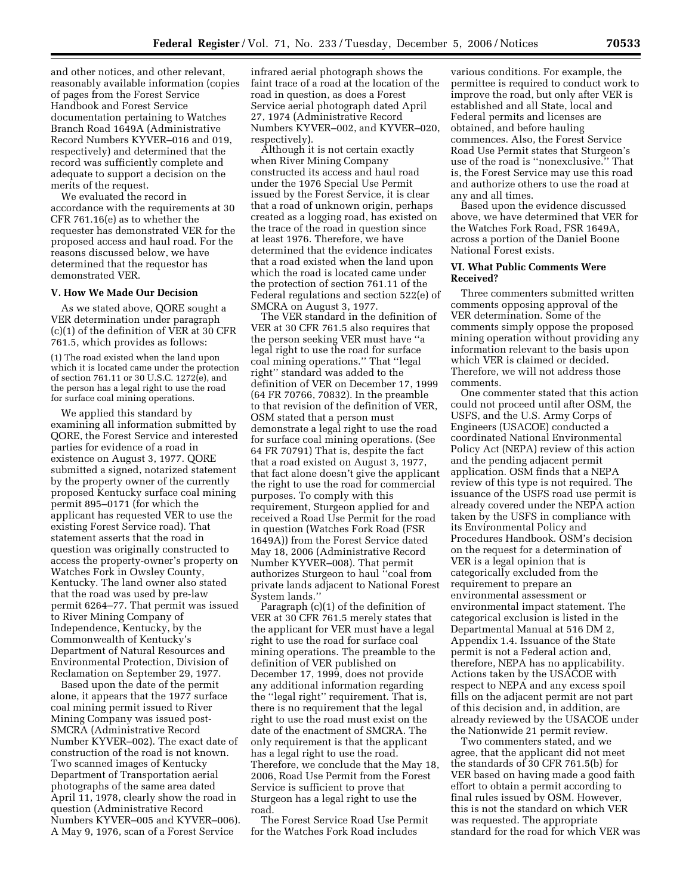and other notices, and other relevant, reasonably available information (copies of pages from the Forest Service Handbook and Forest Service documentation pertaining to Watches Branch Road 1649A (Administrative Record Numbers KYVER–016 and 019, respectively) and determined that the record was sufficiently complete and adequate to support a decision on the merits of the request.

We evaluated the record in accordance with the requirements at 30 CFR 761.16(e) as to whether the requester has demonstrated VER for the proposed access and haul road. For the reasons discussed below, we have determined that the requestor has demonstrated VER.

## V. How We Made Our Decision

As we stated above, QORE sought a VER determination under paragraph (c)(1) of the definition of VER at 30 CFR 761.5, which provides as follows:

(1) The road existed when the land upon which it is located came under the protection of section 761.11 or 30 U.S.C. 1272(e), and the person has a legal right to use the road for surface coal mining operations.

We applied this standard by examining all information submitted by QORE, the Forest Service and interested parties for evidence of a road in existence on August 3, 1977. QORE submitted a signed, notarized statement by the property owner of the currently proposed Kentucky surface coal mining permit 895–0171 (for which the applicant has requested VER to use the existing Forest Service road). That statement asserts that the road in question was originally constructed to access the property-owner's property on Watches Fork in Owsley County, Kentucky. The land owner also stated that the road was used by pre-law permit 6264–77. That permit was issued to River Mining Company of Independence, Kentucky, by the Commonwealth of Kentucky's Department of Natural Resources and Environmental Protection, Division of Reclamation on September 29, 1977.

Based upon the date of the permit alone, it appears that the 1977 surface coal mining permit issued to River Mining Company was issued post-SMCRA (Administrative Record Number KYVER–002). The exact date of construction of the road is not known. Two scanned images of Kentucky Department of Transportation aerial photographs of the same area dated April 11, 1978, clearly show the road in question (Administrative Record Numbers KYVER–005 and KYVER–006). A May 9, 1976, scan of a Forest Service infrared aerial photograph shows the faint trace of a road at the location of the road in question, as does a Forest Service aerial photograph dated April 27, 1974 (Administrative Record Numbers KYVER–002, and KYVER–020, respectively).

Although it is not certain exactly when River Mining Company constructed its access and haul road under the 1976 Special Use Permit issued by the Forest Service, it is clear that a road of unknown origin, perhaps created as a logging road, has existed on the trace of the road in question since at least 1976. Therefore, we have determined that the evidence indicates that a road existed when the land upon which the road is located came under the protection of section 761.11 of the Federal regulations and section 522(e) of SMCRA on August 3, 1977.

The VER standard in the definition of VER at 30 CFR 761.5 also requires that the person seeking VER must have "a legal right to use the road for surface coal mining operations." That "legal right" standard was added to the definition of VER on December 17, 1999 (64 FR 70766, 70832). In the preamble to that revision of the definition of VER, OSM stated that a person must demonstrate a legal right to use the road for surface coal mining operations. (See 64 FR 70791) That is, despite the fact that a road existed on August 3, 1977, that fact alone doesn't give the applicant the right to use the road for commercial purposes. To comply with this requirement, Sturgeon applied for and received a Road Use Permit for the road in question (Watches Fork Road (FSR 1649A)) from the Forest Service dated May 18, 2006 (Administrative Record Number KYVER–008). That permit authorizes Sturgeon to haul "coal from private lands adjacent to National Forest System lands."

Paragraph (c)(1) of the definition of VER at 30 CFR 761.5 merely states that the applicant for VER must have a legal right to use the road for surface coal mining operations. The preamble to the definition of VER published on December 17, 1999, does not provide any additional information regarding the "legal right" requirement. That is, there is no requirement that the legal right to use the road must exist on the date of the enactment of SMCRA. The only requirement is that the applicant has a legal right to use the road. Therefore, we conclude that the May 18, 2006, Road Use Permit from the Forest Service is sufficient to prove that Sturgeon has a legal right to use the road.

The Forest Service Road Use Permit for the Watches Fork Road includes various conditions. For example, the permittee is required to conduct work to improve the road, but only after VER is established and all State, local and Federal permits and licenses are obtained, and before hauling commences. Also, the Forest Service Road Use Permit states that Sturgeon's use of the road is "nonexclusive." That is, the Forest Service may use this road and authorize others to use the road at any and all times.

Based upon the evidence discussed above, we have determined that VER for the Watches Fork Road, FSR 1649A, across a portion of the Daniel Boone National Forest exists.

## VI. What Public Comments Were Received?

Three commenters submitted written comments opposing approval of the VER determination. Some of the comments simply oppose the proposed mining operation without providing any information relevant to the basis upon which VER is claimed or decided. Therefore, we will not address those comments.

One commenter stated that this action could not proceed until after OSM, the USFS, and the U.S. Army Corps of Engineers (USACOE) conducted a coordinated National Environmental Policy Act (NEPA) review of this action and the pending adjacent permit application. OSM finds that a NEPA review of this type is not required. The issuance of the USFS road use permit is already covered under the NEPA action taken by the USFS in compliance with its Environmental Policy and Procedures Handbook. OSM's decision on the request for a determination of VER is a legal opinion that is categorically excluded from the requirement to prepare an environmental assessment or environmental impact statement. The categorical exclusion is listed in the Departmental Manual at 516 DM 2, Appendix 1.4. Issuance of the State permit is not a Federal action and, therefore, NEPA has no applicability. Actions taken by the USACOE with respect to NEPA and any excess spoil fills on the adjacent permit are not part of this decision and, in addition, are already reviewed by the USACOE under the Nationwide 21 permit review.

Two commenters stated, and we agree, that the applicant did not meet the standards of 30 CFR 761.5(b) for VER based on having made a good faith effort to obtain a permit according to final rules issued by OSM. However, this is not the standard on which VER was requested. The appropriate standard for the road for which VER was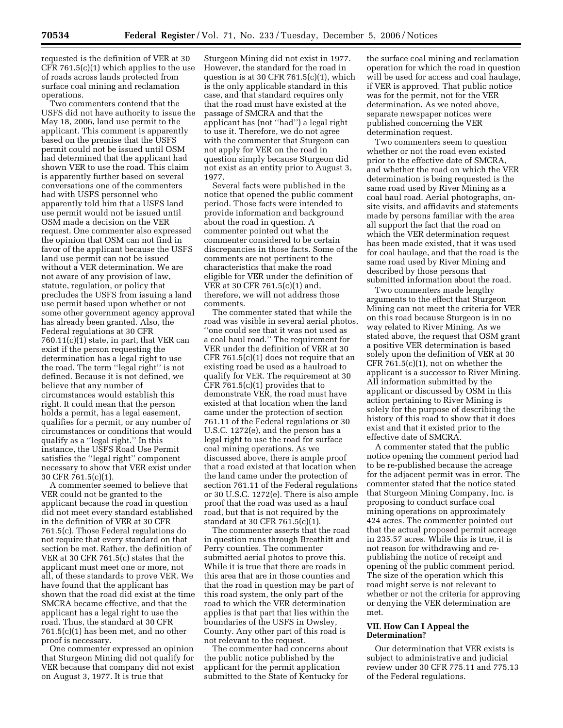requested is the definition of VER at 30 CFR 761.5(c)(1) which applies to the use of roads across lands protected from surface coal mining and reclamation operations.

Two commenters contend that the USFS did not have authority to issue the May 18, 2006, land use permit to the applicant. This comment is apparently based on the premise that the USFS permit could not be issued until OSM had determined that the applicant had shown VER to use the road. This claim is apparently further based on several conversations one of the commenters had with USFS personnel who apparently told him that a USFS land use permit would not be issued until OSM made a decision on the VER request. One commenter also expressed the opinion that OSM can not find in favor of the applicant because the USFS land use permit can not be issued without a VER determination. We are not aware of any provision of law, statute, regulation, or policy that precludes the USFS from issuing a land use permit based upon whether or not some other government agency approval has already been granted. Also, the Federal regulations at 30 CFR 760.11(c)(1) state, in part, that VER can exist if the person requesting the determination has a legal right to use the road. The term ''legal right'' is not defined. Because it is not defined, we believe that any number of circumstances would establish this right. It could mean that the person holds a permit, has a legal easement, qualifies for a permit, or any number of circumstances or conditions that would qualify as a ''legal right.'' In this instance, the USFS Road Use Permit satisfies the ''legal right'' component necessary to show that VER exist under 30 CFR 761.5(c)(1).

A commenter seemed to believe that VER could not be granted to the applicant because the road in question did not meet every standard established in the definition of VER at 30 CFR 761.5(c). Those Federal regulations do not require that every standard on that section be met. Rather, the definition of VER at 30 CFR 761.5(c) states that the applicant must meet one or more, not all, of these standards to prove VER. We have found that the applicant has shown that the road did exist at the time SMCRA became effective, and that the applicant has a legal right to use the road. Thus, the standard at 30 CFR 761.5(c)(1) has been met, and no other proof is necessary.

One commenter expressed an opinion that Sturgeon Mining did not qualify for VER because that company did not exist on August 3, 1977. It is true that Sturgeon Mining did not exist in 1977. However, the standard for the road in question is at 30 CFR 761.5(c)(1), which is the only applicable standard in this case, and that standard requires only that the road must have existed at the passage of SMCRA and that the applicant has (not ''had'') a legal right to use it. Therefore, we do not agree with the commenter that Sturgeon can not apply for VER on the road in question simply because Sturgeon did not exist as an entity prior to August 3, 1977.

Several facts were published in the notice that opened the public comment period. Those facts were intended to provide information and background about the road in question. A commenter pointed out what the commenter considered to be certain discrepancies in those facts. Some of the comments are not pertinent to the characteristics that make the road eligible for VER under the definition of VER at 30 CFR 761.5(c)(1) and, therefore, we will not address those comments.

The commenter stated that while the road was visible in several aerial photos, ''one could see that it was not used as a coal haul road.'' The requirement for VER under the definition of VER at 30 CFR 761.5(c)(1) does not require that an existing road be used as a haulroad to qualify for VER. The requirement at 30 CFR 761.5(c)(1) provides that to demonstrate VER, the road must have existed at that location when the land came under the protection of section 761.11 of the Federal regulations or 30 U.S.C. 1272(e), and the person has a legal right to use the road for surface coal mining operations. As we discussed above, there is ample proof that a road existed at that location when the land came under the protection of section 761.11 of the Federal regulations or 30 U.S.C. 1272(e). There is also ample proof that the road was used as a haul road, but that is not required by the standard at 30 CFR 761.5(c)(1).

The commenter asserts that the road in question runs through Breathitt and Perry counties. The commenter submitted aerial photos to prove this. While it is true that there are roads in this area that are in those counties and that the road in question may be part of this road system, the only part of the road to which the VER determination applies is that part that lies within the boundaries of the USFS in Owsley, County. Any other part of this road is not relevant to the request.

The commenter had concerns about the public notice published by the applicant for the permit application submitted to the State of Kentucky for the surface coal mining and reclamation operation for which the road in question will be used for access and coal haulage, if VER is approved. That public notice was for the permit, not for the VER determination. As we noted above, separate newspaper notices were published concerning the VER determination request.

Two commenters seem to question whether or not the road even existed prior to the effective date of SMCRA, and whether the road on which the VER determination is being requested is the same road used by River Mining as a coal haul road. Aerial photographs, on-site visits, and affidavits and statements made by persons familiar with the area all support the fact that the road on which the VER determination request has been made existed, that it was used for coal haulage, and that the road is the same road used by River Mining and described by those persons that submitted information about the road.

Two commenters made lengthy arguments to the effect that Sturgeon Mining can not meet the criteria for VER on this road because Sturgeon is in no way related to River Mining. As we stated above, the request that OSM grant a positive VER determination is based solely upon the definition of VER at 30 CFR 761.5(c)(1), not on whether the applicant is a successor to River Mining. All information submitted by the applicant or discussed by OSM in this action pertaining to River Mining is solely for the purpose of describing the history of this road to show that it does exist and that it existed prior to the effective date of SMCRA.

A commenter stated that the public notice opening the comment period had to be re-published because the acreage for the adjacent permit was in error. The commenter stated that the notice stated that Sturgeon Mining Company, Inc. is proposing to conduct surface coal mining operations on approximately 424 acres. The commenter pointed out that the actual proposed permit acreage in 235.57 acres. While this is true, it is not reason for withdrawing and re-publishing the notice of receipt and opening of the public comment period. The size of the operation which this road might serve is not relevant to whether or not the criteria for approving or denying the VER determination are met.

### VII. How Can I Appeal the Determination?

Our determination that VER exists is subject to administrative and judicial review under 30 CFR 775.11 and 775.13 of the Federal regulations.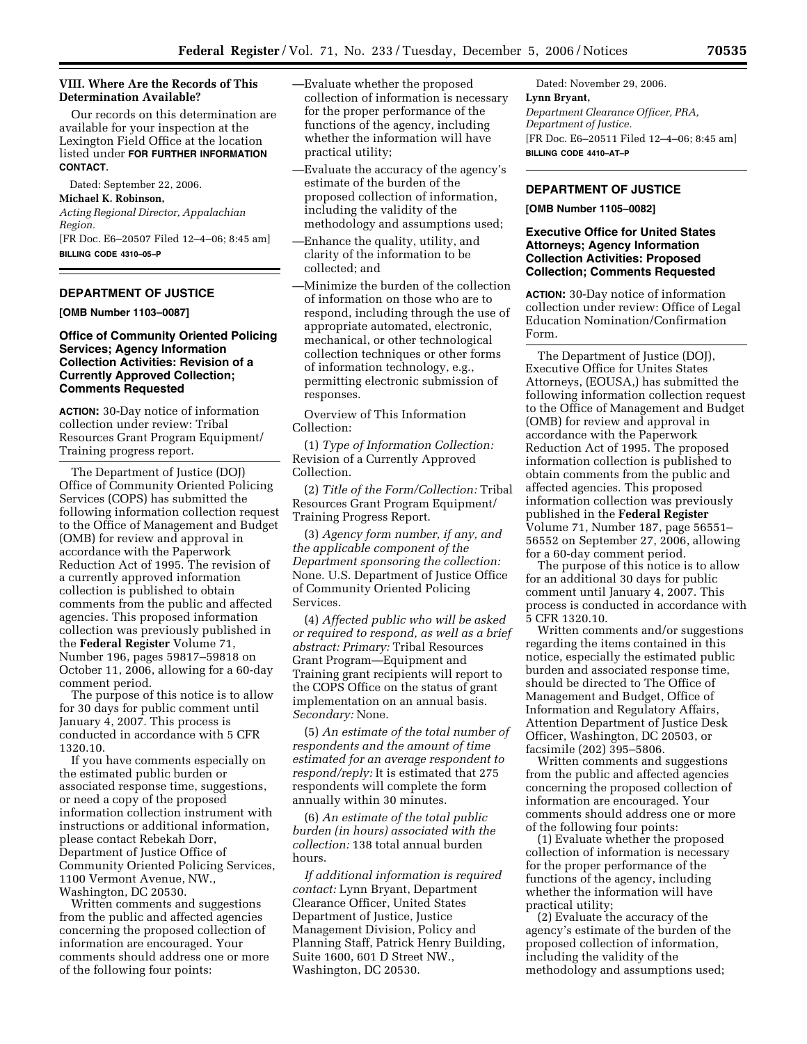### VIII. Where Are the Records of This Determination Available?

Our records on this determination are available for your inspection at the Lexington Field Office at the location listed under **FOR FURTHER INFORMATION CONTACT**.

Dated: September 22, 2006.

**Michael K. Robinson,**

*Acting Regional Director, Appalachian Region.*

[FR Doc. E6–20507 Filed 12–4–06; 8:45 am]

**BILLING CODE 4310–05–P**

## DEPARTMENT OF JUSTICE

**[OMB Number 1103–0087]**

### Office of Community Oriented Policing Services; Agency Information Collection Activities: Revision of a Currently Approved Collection; Comments Requested

**ACTION:** 30-Day notice of information collection under review: Tribal Resources Grant Program Equipment/ Training progress report.

The Department of Justice (DOJ) Office of Community Oriented Policing Services (COPS) has submitted the following information collection request to the Office of Management and Budget (OMB) for review and approval in accordance with the Paperwork Reduction Act of 1995. The revision of a currently approved information collection is published to obtain comments from the public and affected agencies. This proposed information collection was previously published in the **Federal Register** Volume 71, Number 196, pages 59817–59818 on October 11, 2006, allowing for a 60-day comment period.

The purpose of this notice is to allow for 30 days for public comment until January 4, 2007. This process is conducted in accordance with 5 CFR 1320.10.

If you have comments especially on the estimated public burden or associated response time, suggestions, or need a copy of the proposed information collection instrument with instructions or additional information, please contact Rebekah Dorr, Department of Justice Office of Community Oriented Policing Services, 1100 Vermont Avenue, NW., Washington, DC 20530.

Written comments and suggestions from the public and affected agencies concerning the proposed collection of information are encouraged. Your comments should address one or more of the following four points:

—Evaluate whether the proposed collection of information is necessary for the proper performance of the functions of the agency, including whether the information will have practical utility;

—Evaluate the accuracy of the agency's estimate of the burden of the proposed collection of information, including the validity of the methodology and assumptions used;

—Enhance the quality, utility, and clarity of the information to be collected; and

—Minimize the burden of the collection of information on those who are to respond, including through the use of appropriate automated, electronic, mechanical, or other technological collection techniques or other forms of information technology, e.g., permitting electronic submission of responses.

Overview of This Information Collection:

(1) *Type of Information Collection:* Revision of a Currently Approved Collection.

(2) *Title of the Form/Collection:* Tribal Resources Grant Program Equipment/ Training Progress Report.

(3) *Agency form number, if any, and the applicable component of the Department sponsoring the collection:* None. U.S. Department of Justice Office of Community Oriented Policing Services.

(4) *Affected public who will be asked or required to respond, as well as a brief abstract: Primary:* Tribal Resources Grant Program—Equipment and Training grant recipients will report to the COPS Office on the status of grant implementation on an annual basis. *Secondary:* None.

(5) *An estimate of the total number of respondents and the amount of time estimated for an average respondent to respond/reply:* It is estimated that 275 respondents will complete the form annually within 30 minutes.

(6) *An estimate of the total public burden (in hours) associated with the collection:* 138 total annual burden hours.

*If additional information is required contact:* Lynn Bryant, Department Clearance Officer, United States Department of Justice, Justice Management Division, Policy and Planning Staff, Patrick Henry Building, Suite 1600, 601 D Street NW., Washington, DC 20530.

Dated: November 29, 2006.

**Lynn Bryant,**

*Department Clearance Officer, PRA, Department of Justice.*

[FR Doc. E6–20511 Filed 12–4–06; 8:45 am]

**BILLING CODE 4410–AT–P**

## DEPARTMENT OF JUSTICE

**[OMB Number 1105–0082]**

### Executive Office for United States Attorneys; Agency Information Collection Activities: Proposed Collection; Comments Requested

**ACTION:** 30-Day notice of information collection under review: Office of Legal Education Nomination/Confirmation Form.

The Department of Justice (DOJ), Executive Office for Unites States Attorneys, (EOUSA,) has submitted the following information collection request to the Office of Management and Budget (OMB) for review and approval in accordance with the Paperwork Reduction Act of 1995. The proposed information collection is published to obtain comments from the public and affected agencies. This proposed information collection was previously published in the **Federal Register** Volume 71, Number 187, page 56551–56552 on September 27, 2006, allowing for a 60-day comment period.

The purpose of this notice is to allow for an additional 30 days for public comment until January 4, 2007. This process is conducted in accordance with 5 CFR 1320.10.

Written comments and/or suggestions regarding the items contained in this notice, especially the estimated public burden and associated response time, should be directed to The Office of Management and Budget, Office of Information and Regulatory Affairs, Attention Department of Justice Desk Officer, Washington, DC 20503, or facsimile (202) 395–5806.

Written comments and suggestions from the public and affected agencies concerning the proposed collection of information are encouraged. Your comments should address one or more of the following four points:

(1) Evaluate whether the proposed collection of information is necessary for the proper performance of the functions of the agency, including whether the information will have practical utility;

(2) Evaluate the accuracy of the agency's estimate of the burden of the proposed collection of information, including the validity of the methodology and assumptions used;